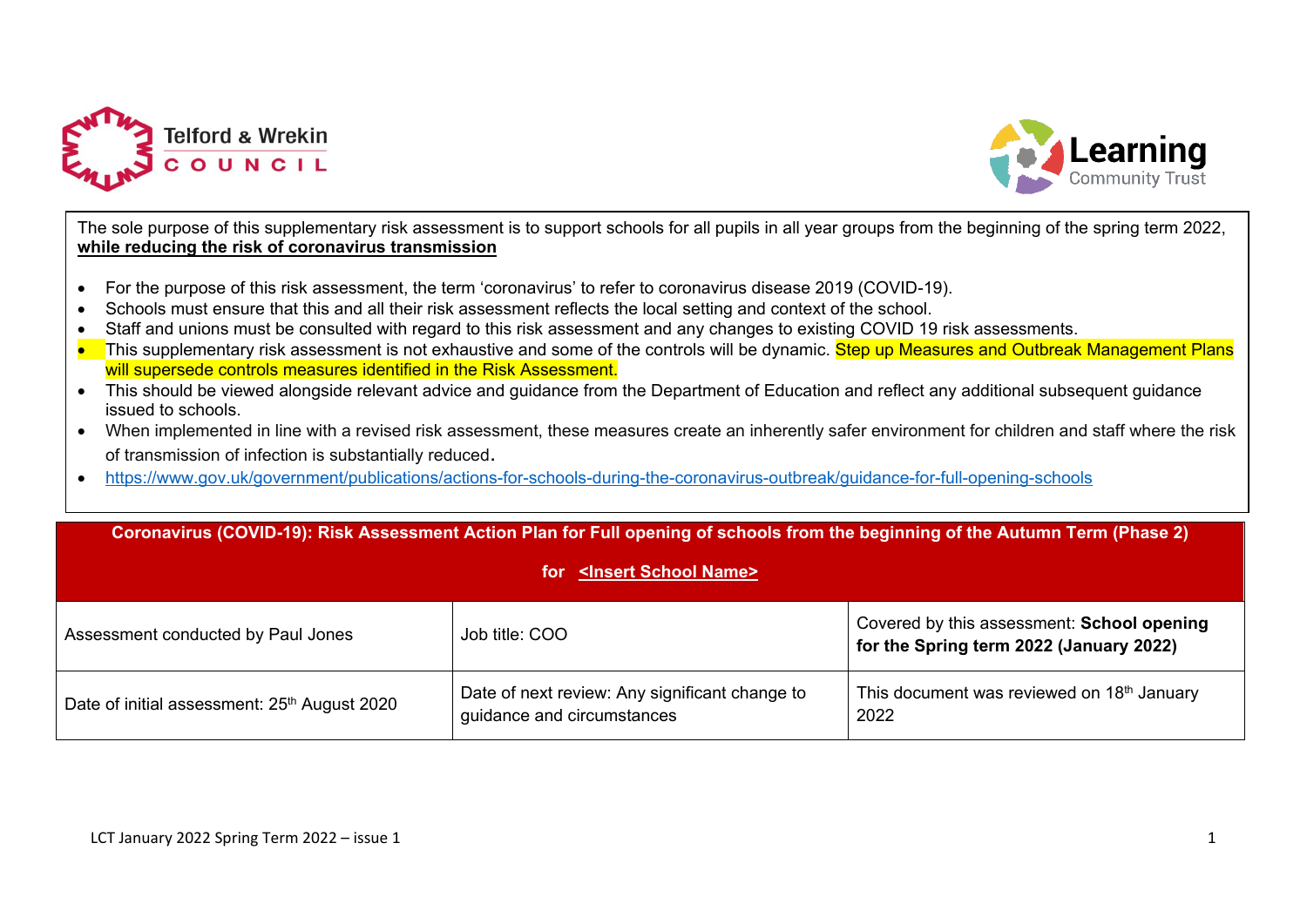Telford & Wrekin COUNCIL

Learning Community Trust

The sole purpose of this supplementary risk assessment is to support schools for all pupils in all year groups from the beginning of the spring term 2022, **while reducing the risk of coronavirus transmission**

- For the purpose of this risk assessment, the term 'coronavirus' to refer to coronavirus disease 2019 (COVID-19).
- Schools must ensure that this and all their risk assessment reflects the local setting and context of the school.
- Staff and unions must be consulted with regard to this risk assessment and any changes to existing COVID 19 risk assessments.
- This supplementary risk assessment is not exhaustive and some of the controls will be dynamic. Step up Measures and Outbreak Management Plans will supersede controls measures identified in the Risk Assessment.
- This should be viewed alongside relevant advice and guidance from the Department of Education and reflect any additional subsequent guidance issued to schools.
- When implemented in line with a revised risk assessment, these measures create an inherently safer environment for children and staff where the risk of transmission of infection is substantially reduced.
- https://www.gov.uk/government/publications/actions-for-schools-during-the-coronavirus-outbreak/guidance-for-full-opening-schools

| **Coronavirus (COVID-19): Risk Assessment Action Plan for Full opening of schools from the beginning of the Autumn Term (Phase 2) for <Insert School Name>** | | |
|---|---|---|
| Assessment conducted by Paul Jones | Job title: COO | Covered by this assessment: **School opening for the Spring term 2022 (January 2022)** |
| Date of initial assessment: 25th August 2020 | Date of next review: Any significant change to guidance and circumstances | This document was reviewed on 18th January 2022 |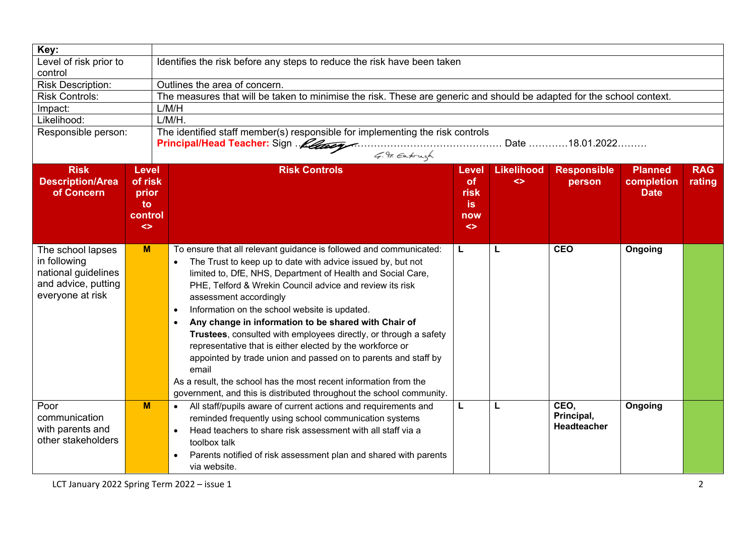| Key: | |
|---|---|
| Level of risk prior to control | Identifies the risk before any steps to reduce the risk have been taken |
| Risk Description: | Outlines the area of concern. |
| Risk Controls: | The measures that will be taken to minimise the risk. These are generic and should be adapted for the school context. |
| Impact: | L/M/H |
| Likelihood: | L/M/H. |
| Responsible person: | The identified staff member(s) responsible for implementing the risk controls<br>**Principal/Head Teacher:** Sign ……………………………………… Date …………18.01.2022……… |

| Risk Description/Area of Concern | Level of risk prior to control <> | Risk Controls | Level of risk is now <> | Likelihood <> | Responsible person | Planned completion Date | RAG rating |
|---|---|---|---|---|---|---|---|
| The school lapses in following national guidelines and advice, putting everyone at risk | M | To ensure that all relevant guidance is followed and communicated:<br>• The Trust to keep up to date with advice issued by, but not limited to, DfE, NHS, Department of Health and Social Care, PHE, Telford & Wrekin Council advice and review its risk assessment accordingly<br>• Information on the school website is updated.<br>• **Any change in information to be shared with Chair of Trustees**, consulted with employees directly, or through a safety representative that is either elected by the workforce or appointed by trade union and passed on to parents and staff by email<br>As a result, the school has the most recent information from the government, and this is distributed throughout the school community. | L | L | **CEO** | **Ongoing** | |
| Poor communication with parents and other stakeholders | M | • All staff/pupils aware of current actions and requirements and reminded frequently using school communication systems<br>• Head teachers to share risk assessment with all staff via a toolbox talk<br>• Parents notified of risk assessment plan and shared with parents via website. | L | L | **CEO, Principal, Headteacher** | **Ongoing** | |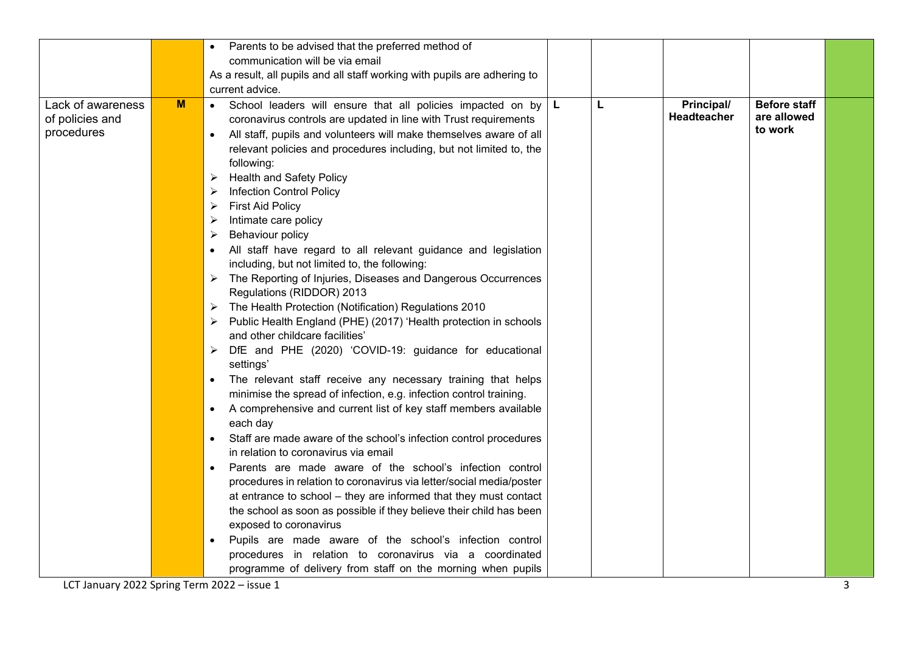| | | | | | | | |
|---|---|---|---|---|---|---|---|
| | | • Parents to be advised that the preferred method of communication will be via email<br>As a result, all pupils and all staff working with pupils are adhering to current advice. | | | | | |
| Lack of awareness of policies and procedures | M | • School leaders will ensure that all policies impacted on by coronavirus controls are updated in line with Trust requirements<br>• All staff, pupils and volunteers will make themselves aware of all relevant policies and procedures including, but not limited to, the following:<br>➢ Health and Safety Policy<br>➢ Infection Control Policy<br>➢ First Aid Policy<br>➢ Intimate care policy<br>➢ Behaviour policy<br>• All staff have regard to all relevant guidance and legislation including, but not limited to, the following:<br>➢ The Reporting of Injuries, Diseases and Dangerous Occurrences Regulations (RIDDOR) 2013<br>➢ The Health Protection (Notification) Regulations 2010<br>➢ Public Health England (PHE) (2017) 'Health protection in schools and other childcare facilities'<br>➢ DfE and PHE (2020) 'COVID-19: guidance for educational settings'<br>• The relevant staff receive any necessary training that helps minimise the spread of infection, e.g. infection control training.<br>• A comprehensive and current list of key staff members available each day<br>• Staff are made aware of the school's infection control procedures in relation to coronavirus via email<br>• Parents are made aware of the school's infection control procedures in relation to coronavirus via letter/social media/poster at entrance to school – they are informed that they must contact the school as soon as possible if they believe their child has been exposed to coronavirus<br>• Pupils are made aware of the school's infection control procedures in relation to coronavirus via a coordinated programme of delivery from staff on the morning when pupils | L | L | **Principal/ Headteacher** | **Before staff are allowed to work** | |

LCT January 2022 Spring Term 2022 – issue 1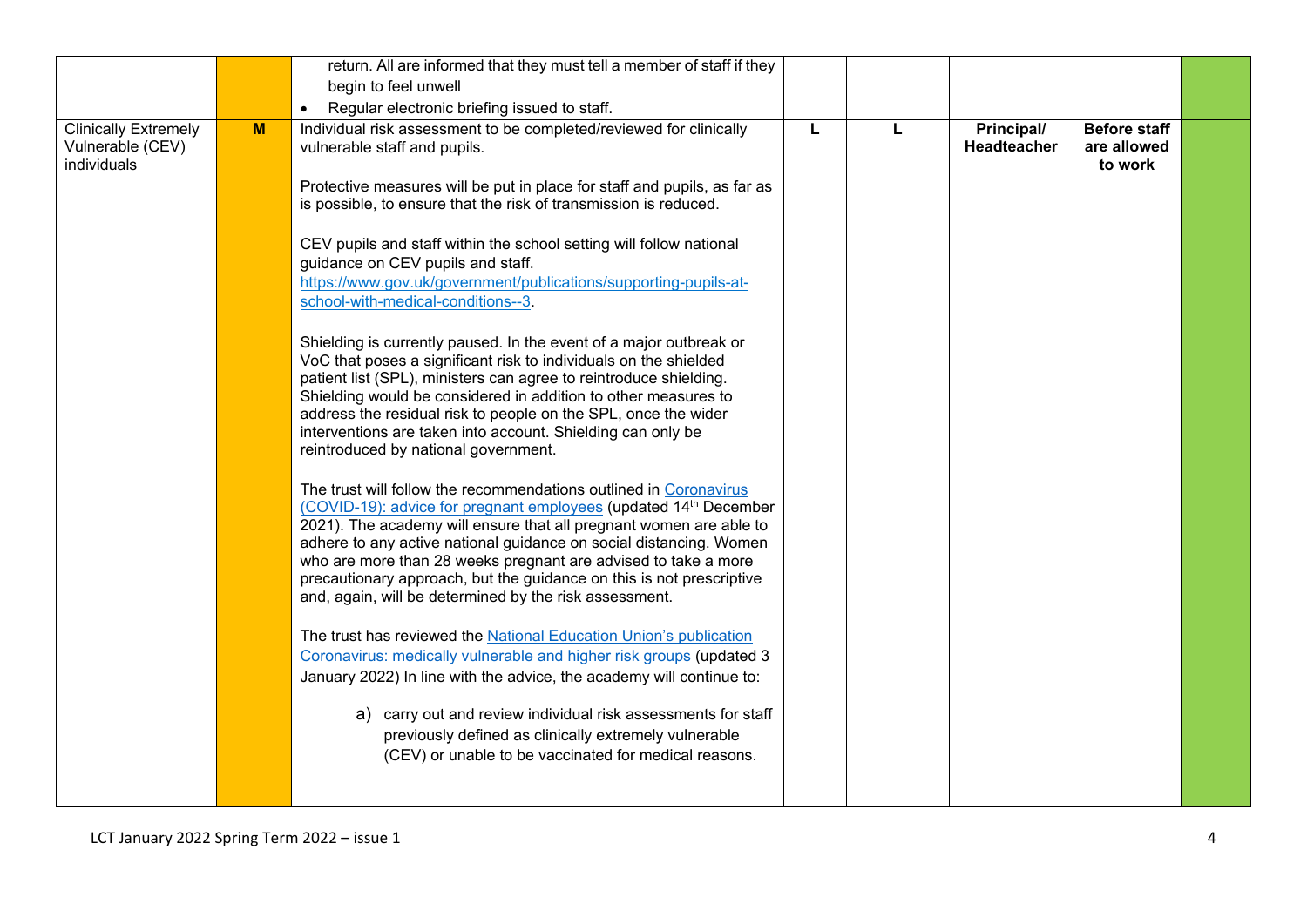| | | | | | | | |
|---|---|---|---|---|---|---|---|
| | | return. All are informed that they must tell a member of staff if they begin to feel unwell<br>• Regular electronic briefing issued to staff. | | | | | |
| Clinically Extremely Vulnerable (CEV) individuals | **M** | Individual risk assessment to be completed/reviewed for clinically vulnerable staff and pupils.<br><br>Protective measures will be put in place for staff and pupils, as far as is possible, to ensure that the risk of transmission is reduced.<br><br>CEV pupils and staff within the school setting will follow national guidance on CEV pupils and staff. [https://www.gov.uk/government/publications/supporting-pupils-at-school-with-medical-conditions--3](https://www.gov.uk/government/publications/supporting-pupils-at-school-with-medical-conditions--3).<br><br>Shielding is currently paused. In the event of a major outbreak or VoC that poses a significant risk to individuals on the shielded patient list (SPL), ministers can agree to reintroduce shielding. Shielding would be considered in addition to other measures to address the residual risk to people on the SPL, once the wider interventions are taken into account. Shielding can only be reintroduced by national government.<br><br>The trust will follow the recommendations outlined in Coronavirus (COVID-19): advice for pregnant employees (updated 14th December 2021). The academy will ensure that all pregnant women are able to adhere to any active national guidance on social distancing. Women who are more than 28 weeks pregnant are advised to take a more precautionary approach, but the guidance on this is not prescriptive and, again, will be determined by the risk assessment.<br><br>The trust has reviewed the National Education Union's publication Coronavirus: medically vulnerable and higher risk groups (updated 3 January 2022) In line with the advice, the academy will continue to:<br><br>a) carry out and review individual risk assessments for staff previously defined as clinically extremely vulnerable (CEV) or unable to be vaccinated for medical reasons. | **L** | **L** | **Principal/ Headteacher** | **Before staff are allowed to work** | |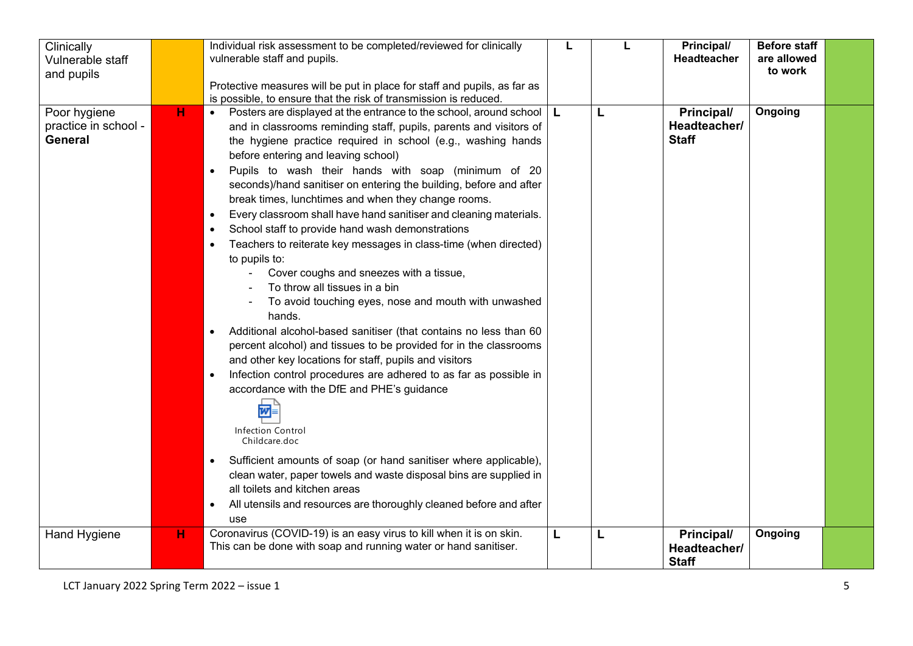| | | | | | | | |
|---|---|---|---|---|---|---|---|
| Clinically Vulnerable staff and pupils | | Individual risk assessment to be completed/reviewed for clinically vulnerable staff and pupils.<br><br>Protective measures will be put in place for staff and pupils, as far as is possible, to ensure that the risk of transmission is reduced. | L | L | **Principal/ Headteacher** | **Before staff are allowed to work** | |
| Poor hygiene practice in school - **General** | H | • Posters are displayed at the entrance to the school, around school and in classrooms reminding staff, pupils, parents and visitors of the hygiene practice required in school (e.g., washing hands before entering and leaving school)<br>• Pupils to wash their hands with soap (minimum of 20 seconds)/hand sanitiser on entering the building, before and after break times, lunchtimes and when they change rooms.<br>• Every classroom shall have hand sanitiser and cleaning materials.<br>• School staff to provide hand wash demonstrations<br>• Teachers to reiterate key messages in class-time (when directed) to pupils to:<br>  - Cover coughs and sneezes with a tissue,<br>  - To throw all tissues in a bin<br>  - To avoid touching eyes, nose and mouth with unwashed hands.<br>• Additional alcohol-based sanitiser (that contains no less than 60 percent alcohol) and tissues to be provided for in the classrooms and other key locations for staff, pupils and visitors<br>• Infection control procedures are adhered to as far as possible in accordance with the DfE and PHE's guidance<br>Infection Control Childcare.doc<br>• Sufficient amounts of soap (or hand sanitiser where applicable), clean water, paper towels and waste disposal bins are supplied in all toilets and kitchen areas<br>• All utensils and resources are thoroughly cleaned before and after use | L | L | **Principal/ Headteacher/ Staff** | **Ongoing** | |
| Hand Hygiene | H | Coronavirus (COVID-19) is an easy virus to kill when it is on skin. This can be done with soap and running water or hand sanitiser. | L | L | **Principal/ Headteacher/ Staff** | **Ongoing** | |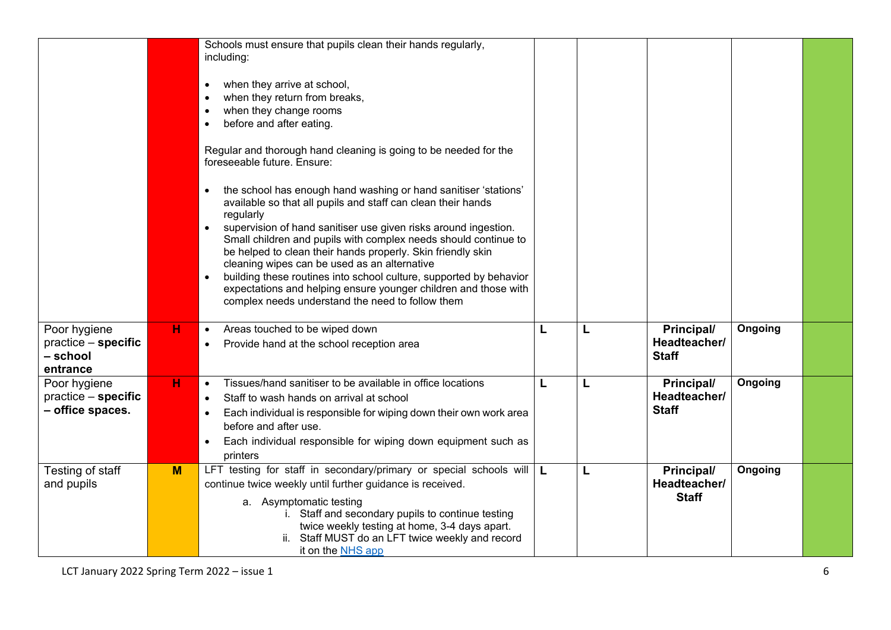| | | | | | | | |
|---|---|---|---|---|---|---|---|
| | | Schools must ensure that pupils clean their hands regularly, including:<br><br>• when they arrive at school,<br>• when they return from breaks,<br>• when they change rooms<br>• before and after eating.<br><br>Regular and thorough hand cleaning is going to be needed for the foreseeable future. Ensure:<br><br>• the school has enough hand washing or hand sanitiser 'stations' available so that all pupils and staff can clean their hands regularly<br>• supervision of hand sanitiser use given risks around ingestion. Small children and pupils with complex needs should continue to be helped to clean their hands properly. Skin friendly skin cleaning wipes can be used as an alternative<br>• building these routines into school culture, supported by behavior expectations and helping ensure younger children and those with complex needs understand the need to follow them | | | | | |
| Poor hygiene practice – **specific – school entrance** | H | • Areas touched to be wiped down<br>• Provide hand at the school reception area | L | L | **Principal/ Headteacher/ Staff** | **Ongoing** | |
| Poor hygiene practice – **specific – office spaces.** | H | • Tissues/hand sanitiser to be available in office locations<br>• Staff to wash hands on arrival at school<br>• Each individual is responsible for wiping down their own work area before and after use.<br>• Each individual responsible for wiping down equipment such as printers | L | L | **Principal/ Headteacher/ Staff** | **Ongoing** | |
| Testing of staff and pupils | M | LFT testing for staff in secondary/primary or special schools will continue twice weekly until further guidance is received.<br><br>a. Asymptomatic testing<br>i. Staff and secondary pupils to continue testing twice weekly testing at home, 3-4 days apart.<br>ii. Staff MUST do an LFT twice weekly and record it on the [NHS app](NHS app) | L | L | **Principal/ Headteacher/ Staff** | **Ongoing** | |

LCT January 2022 Spring Term 2022 – issue 1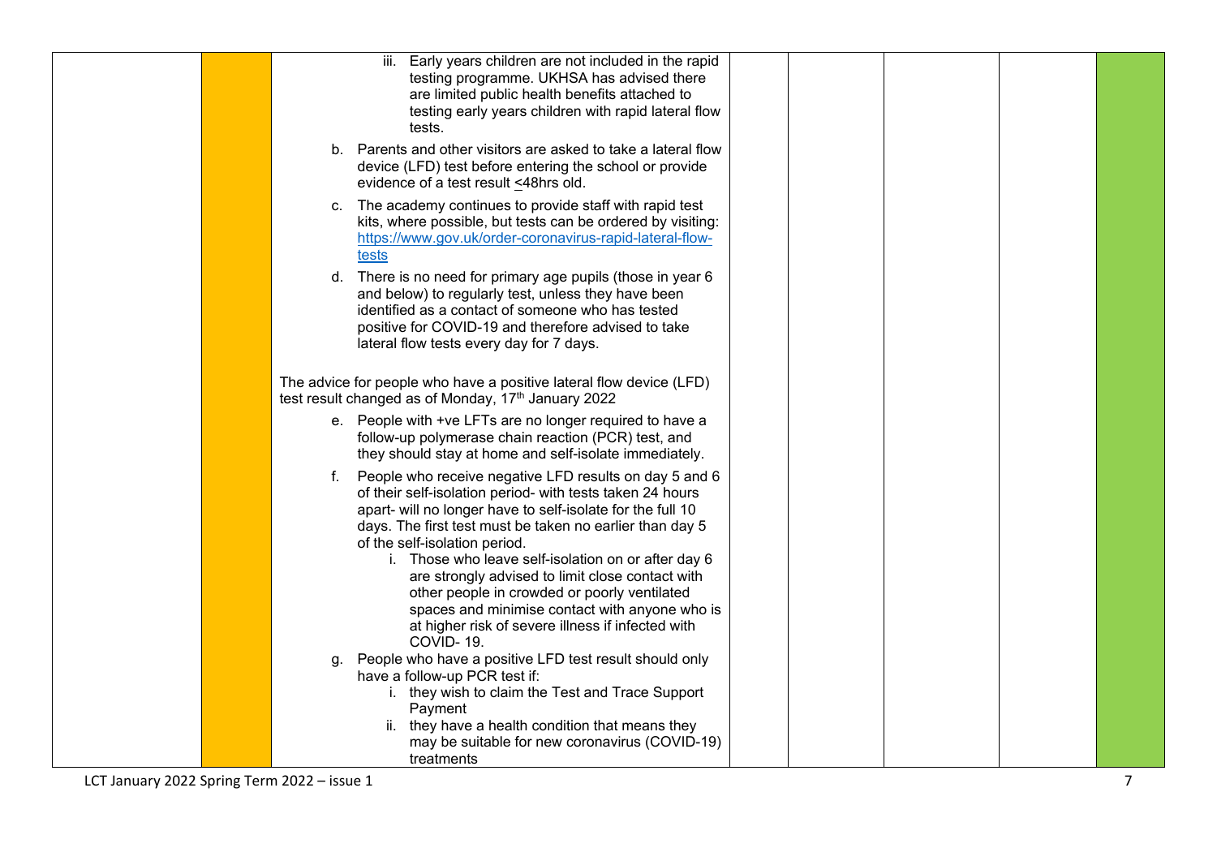|  |  |  |  |  |  |  |  |
|---|---|---|---|---|---|---|---|
|  |  | iii. Early years children are not included in the rapid testing programme. UKHSA has advised there are limited public health benefits attached to testing early years children with rapid lateral flow tests.<br><br>b. Parents and other visitors are asked to take a lateral flow device (LFD) test before entering the school or provide evidence of a test result ≤48hrs old.<br><br>c. The academy continues to provide staff with rapid test kits, where possible, but tests can be ordered by visiting: [https://www.gov.uk/order-coronavirus-rapid-lateral-flow-tests](https://www.gov.uk/order-coronavirus-rapid-lateral-flow-tests)<br><br>d. There is no need for primary age pupils (those in year 6 and below) to regularly test, unless they have been identified as a contact of someone who has tested positive for COVID-19 and therefore advised to take lateral flow tests every day for 7 days.<br><br>The advice for people who have a positive lateral flow device (LFD) test result changed as of Monday, 17th January 2022<br><br>e. People with +ve LFTs are no longer required to have a follow-up polymerase chain reaction (PCR) test, and they should stay at home and self-isolate immediately.<br><br>f. People who receive negative LFD results on day 5 and 6 of their self-isolation period- with tests taken 24 hours apart- will no longer have to self-isolate for the full 10 days. The first test must be taken no earlier than day 5 of the self-isolation period.<br>i. Those who leave self-isolation on or after day 6 are strongly advised to limit close contact with other people in crowded or poorly ventilated spaces and minimise contact with anyone who is at higher risk of severe illness if infected with COVID- 19.<br><br>g. People who have a positive LFD test result should only have a follow-up PCR test if:<br>i. they wish to claim the Test and Trace Support Payment<br>ii. they have a health condition that means they may be suitable for new coronavirus (COVID-19) treatments |  |  |  |  |  |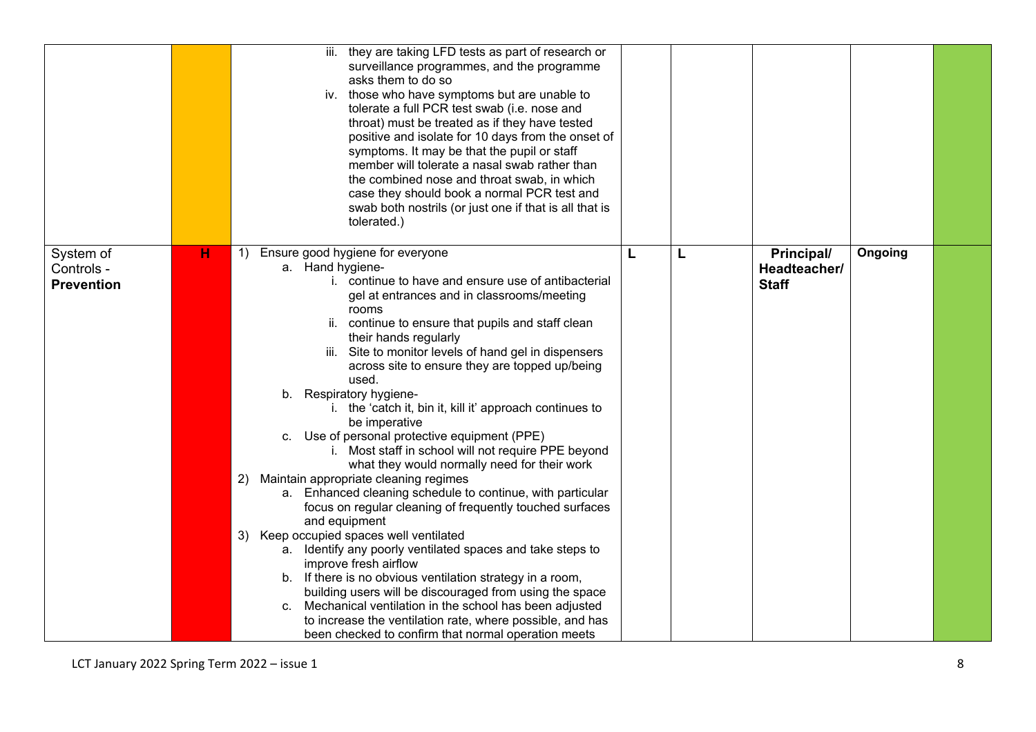| | | | | | | | |
|---|---|---|---|---|---|---|---|
| | | iii. they are taking LFD tests as part of research or surveillance programmes, and the programme asks them to do so<br>iv. those who have symptoms but are unable to tolerate a full PCR test swab (i.e. nose and throat) must be treated as if they have tested positive and isolate for 10 days from the onset of symptoms. It may be that the pupil or staff member will tolerate a nasal swab rather than the combined nose and throat swab, in which case they should book a normal PCR test and swab both nostrils (or just one if that is all that is tolerated.) | | | | | |
| System of Controls - **Prevention** | H | 1) Ensure good hygiene for everyone<br>a. Hand hygiene-<br>i. continue to have and ensure use of antibacterial gel at entrances and in classrooms/meeting rooms<br>ii. continue to ensure that pupils and staff clean their hands regularly<br>iii. Site to monitor levels of hand gel in dispensers across site to ensure they are topped up/being used.<br>b. Respiratory hygiene-<br>i. the 'catch it, bin it, kill it' approach continues to be imperative<br>c. Use of personal protective equipment (PPE)<br>i. Most staff in school will not require PPE beyond what they would normally need for their work<br>2) Maintain appropriate cleaning regimes<br>a. Enhanced cleaning schedule to continue, with particular focus on regular cleaning of frequently touched surfaces and equipment<br>3) Keep occupied spaces well ventilated<br>a. Identify any poorly ventilated spaces and take steps to improve fresh airflow<br>b. If there is no obvious ventilation strategy in a room, building users will be discouraged from using the space<br>c. Mechanical ventilation in the school has been adjusted to increase the ventilation rate, where possible, and has been checked to confirm that normal operation meets | L | L | **Principal/ Headteacher/ Staff** | **Ongoing** | |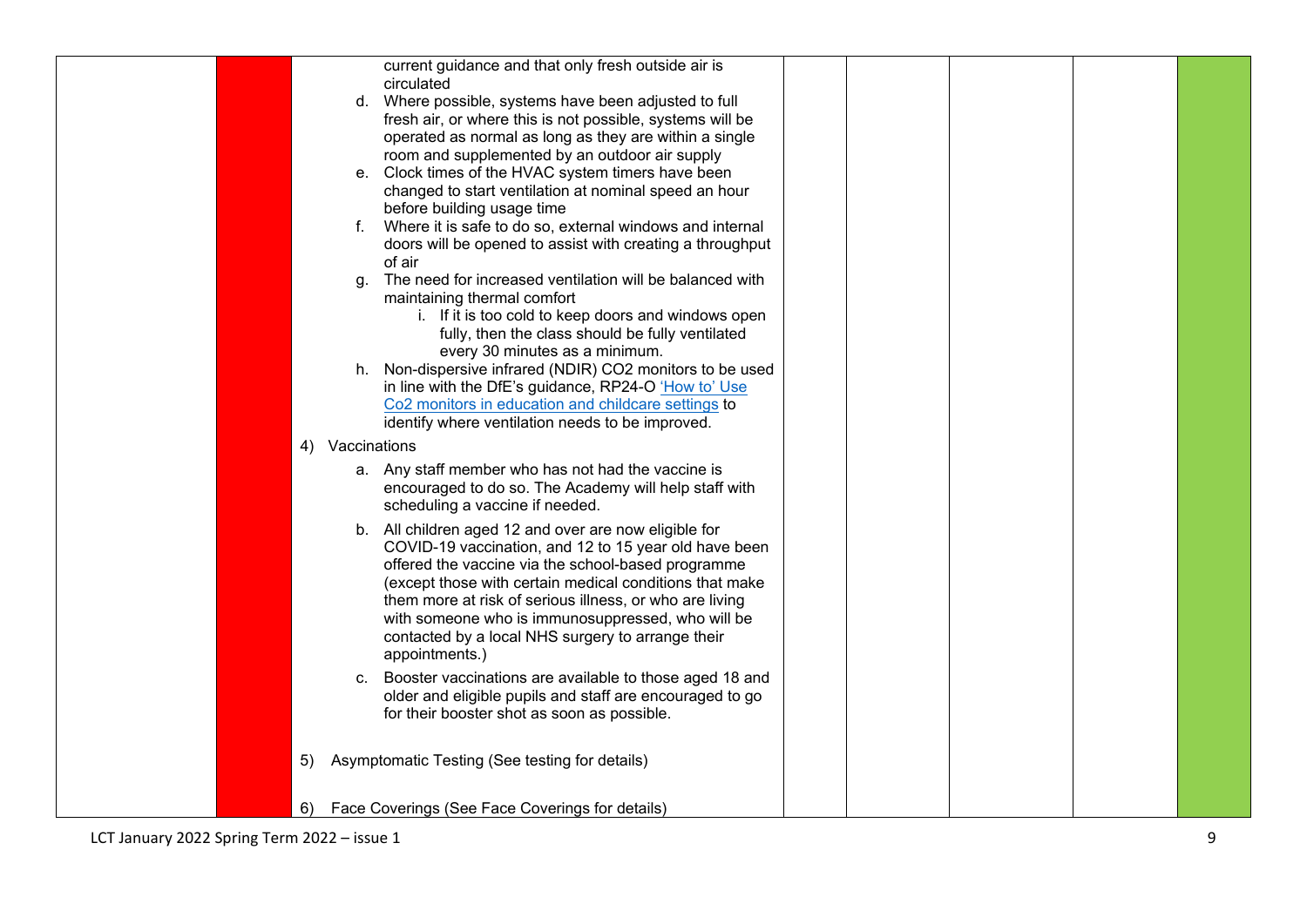| | | | | | | | |
|---|---|---|---|---|---|---|---|
| | | current guidance and that only fresh outside air is circulated<br>d. Where possible, systems have been adjusted to full fresh air, or where this is not possible, systems will be operated as normal as long as they are within a single room and supplemented by an outdoor air supply<br>e. Clock times of the HVAC system timers have been changed to start ventilation at nominal speed an hour before building usage time<br>f. Where it is safe to do so, external windows and internal doors will be opened to assist with creating a throughput of air<br>g. The need for increased ventilation will be balanced with maintaining thermal comfort<br>i. If it is too cold to keep doors and windows open fully, then the class should be fully ventilated every 30 minutes as a minimum.<br>h. Non-dispersive infrared (NDIR) CO2 monitors to be used in line with the DfE's guidance, RP24-O 'How to' Use Co2 monitors in education and childcare settings to identify where ventilation needs to be improved.<br>4) Vaccinations<br>a. Any staff member who has not had the vaccine is encouraged to do so. The Academy will help staff with scheduling a vaccine if needed.<br>b. All children aged 12 and over are now eligible for COVID-19 vaccination, and 12 to 15 year old have been offered the vaccine via the school-based programme (except those with certain medical conditions that make them more at risk of serious illness, or who are living with someone who is immunosuppressed, who will be contacted by a local NHS surgery to arrange their appointments.)<br>c. Booster vaccinations are available to those aged 18 and older and eligible pupils and staff are encouraged to go for their booster shot as soon as possible.<br>5) Asymptomatic Testing (See testing for details)<br>6) Face Coverings (See Face Coverings for details) | | | | | |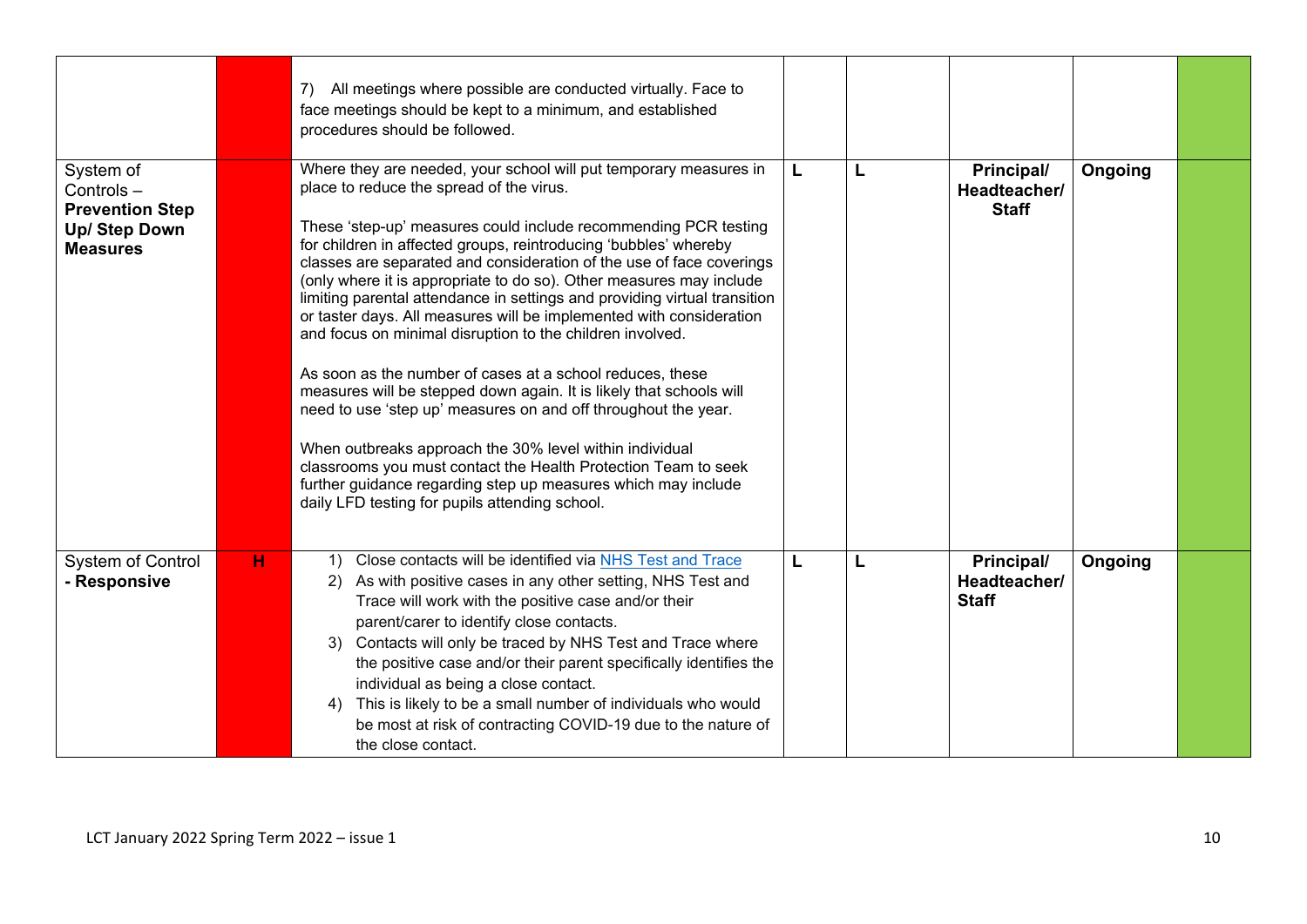| | | | | | | | |
|---|---|---|---|---|---|---|---|
| | | 7) All meetings where possible are conducted virtually. Face to face meetings should be kept to a minimum, and established procedures should be followed. | | | | | |
| System of Controls – **Prevention Step Up/ Step Down Measures** | | Where they are needed, your school will put temporary measures in place to reduce the spread of the virus.<br><br>These 'step-up' measures could include recommending PCR testing for children in affected groups, reintroducing 'bubbles' whereby classes are separated and consideration of the use of face coverings (only where it is appropriate to do so). Other measures may include limiting parental attendance in settings and providing virtual transition or taster days. All measures will be implemented with consideration and focus on minimal disruption to the children involved.<br><br>As soon as the number of cases at a school reduces, these measures will be stepped down again. It is likely that schools will need to use 'step up' measures on and off throughout the year.<br><br>When outbreaks approach the 30% level within individual classrooms you must contact the Health Protection Team to seek further guidance regarding step up measures which may include daily LFD testing for pupils attending school. | L | L | **Principal/ Headteacher/ Staff** | **Ongoing** | |
| System of Control **- Responsive** | H | 1) Close contacts will be identified via [NHS Test and Trace](NHS Test and Trace)<br>2) As with positive cases in any other setting, NHS Test and Trace will work with the positive case and/or their parent/carer to identify close contacts.<br>3) Contacts will only be traced by NHS Test and Trace where the positive case and/or their parent specifically identifies the individual as being a close contact.<br>4) This is likely to be a small number of individuals who would be most at risk of contracting COVID-19 due to the nature of the close contact. | L | L | **Principal/ Headteacher/ Staff** | **Ongoing** | |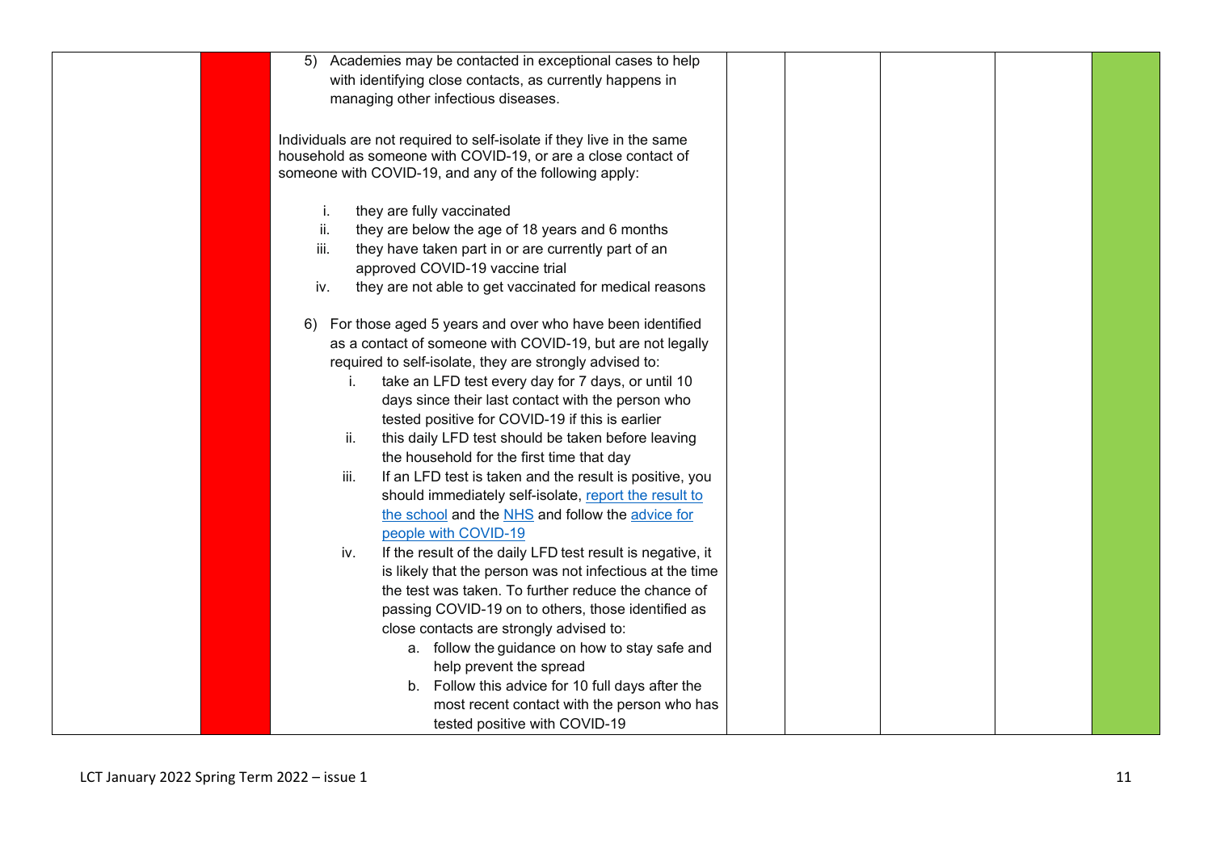| | | | | | | |
|---|---|---|---|---|---|---|
| | | 5) Academies may be contacted in exceptional cases to help with identifying close contacts, as currently happens in managing other infectious diseases.<br><br>Individuals are not required to self-isolate if they live in the same household as someone with COVID-19, or are a close contact of someone with COVID-19, and any of the following apply:<br><br>i. they are fully vaccinated<br>ii. they are below the age of 18 years and 6 months<br>iii. they have taken part in or are currently part of an approved COVID-19 vaccine trial<br>iv. they are not able to get vaccinated for medical reasons<br><br>6) For those aged 5 years and over who have been identified as a contact of someone with COVID-19, but are not legally required to self-isolate, they are strongly advised to:<br>i. take an LFD test every day for 7 days, or until 10 days since their last contact with the person who tested positive for COVID-19 if this is earlier<br>ii. this daily LFD test should be taken before leaving the household for the first time that day<br>iii. If an LFD test is taken and the result is positive, you should immediately self-isolate, [report the result to the school]() and the [NHS]() and follow the [advice for people with COVID-19]()<br>iv. If the result of the daily LFD test result is negative, it is likely that the person was not infectious at the time the test was taken. To further reduce the chance of passing COVID-19 on to others, those identified as close contacts are strongly advised to:<br>a. follow the guidance on how to stay safe and help prevent the spread<br>b. Follow this advice for 10 full days after the most recent contact with the person who has tested positive with COVID-19 | | | | |

LCT January 2022 Spring Term 2022 – issue 1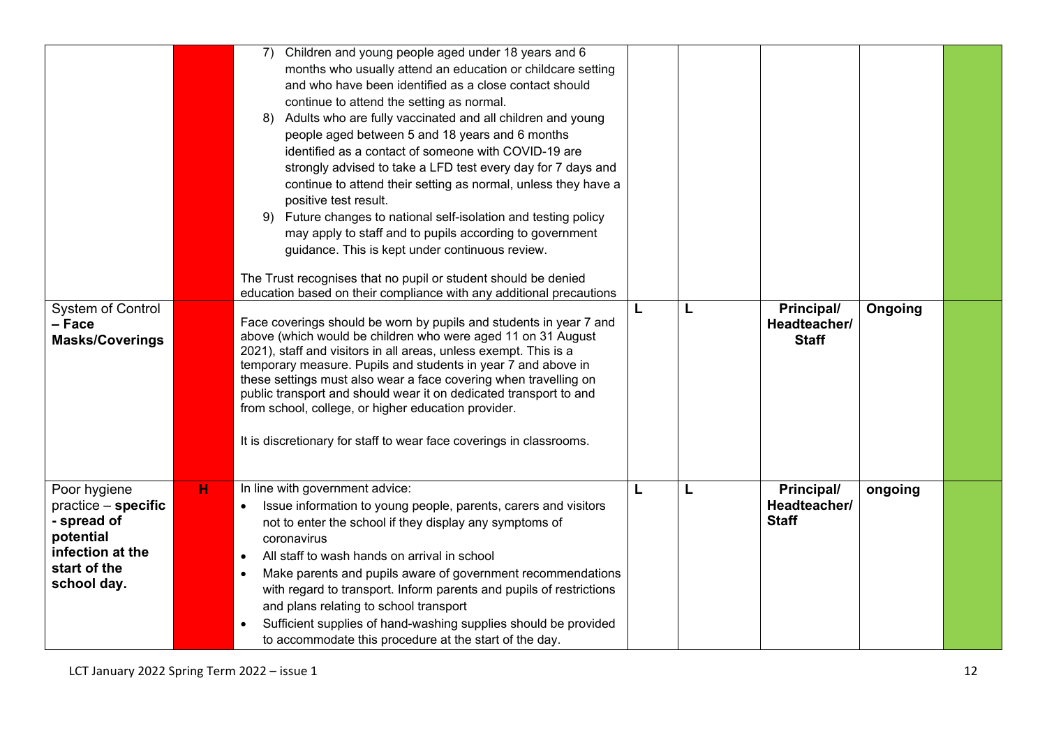| | | | | | | | |
|---|---|---|---|---|---|---|---|
| | | 7) Children and young people aged under 18 years and 6 months who usually attend an education or childcare setting and who have been identified as a close contact should continue to attend the setting as normal.<br>8) Adults who are fully vaccinated and all children and young people aged between 5 and 18 years and 6 months identified as a contact of someone with COVID-19 are strongly advised to take a LFD test every day for 7 days and continue to attend their setting as normal, unless they have a positive test result.<br>9) Future changes to national self-isolation and testing policy may apply to staff and to pupils according to government guidance. This is kept under continuous review.<br><br>The Trust recognises that no pupil or student should be denied education based on their compliance with any additional precautions | | | | | |
| System of Control – **Face Masks/Coverings** | | Face coverings should be worn by pupils and students in year 7 and above (which would be children who were aged 11 on 31 August 2021), staff and visitors in all areas, unless exempt. This is a temporary measure. Pupils and students in year 7 and above in these settings must also wear a face covering when travelling on public transport and should wear it on dedicated transport to and from school, college, or higher education provider.<br><br>It is discretionary for staff to wear face coverings in classrooms. | L | L | **Principal/ Headteacher/ Staff** | **Ongoing** | |
| Poor hygiene practice – **specific - spread of potential infection at the start of the school day.** | H | In line with government advice:<br>• Issue information to young people, parents, carers and visitors not to enter the school if they display any symptoms of coronavirus<br>• All staff to wash hands on arrival in school<br>• Make parents and pupils aware of government recommendations with regard to transport. Inform parents and pupils of restrictions and plans relating to school transport<br>• Sufficient supplies of hand-washing supplies should be provided to accommodate this procedure at the start of the day. | L | L | **Principal/ Headteacher/ Staff** | **ongoing** | |

LCT January 2022 Spring Term 2022 – issue 1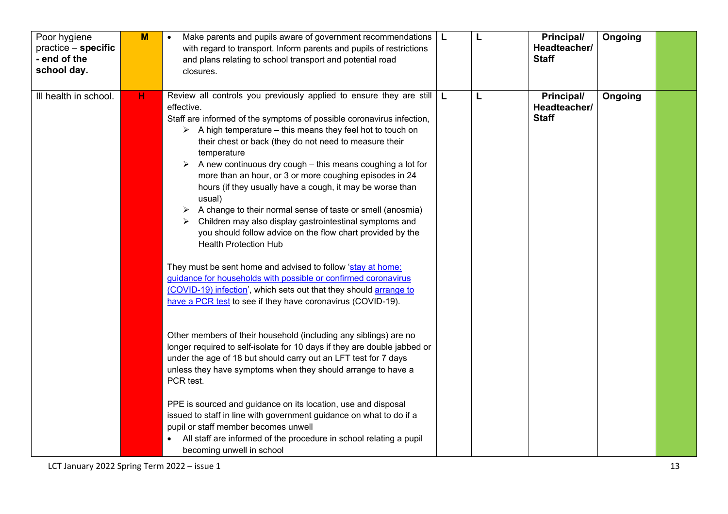| Poor hygiene practice – **specific - end of the school day.** | M | • Make parents and pupils aware of government recommendations with regard to transport. Inform parents and pupils of restrictions and plans relating to school transport and potential road closures. | L | L | **Principal/ Headteacher/ Staff** | **Ongoing** | |
|---|---|---|---|---|---|---|---|
| Ill health in school. | H | Review all controls you previously applied to ensure they are still effective.<br>Staff are informed of the symptoms of possible coronavirus infection,<br>➢ A high temperature – this means they feel hot to touch on their chest or back (they do not need to measure their temperature<br>➢ A new continuous dry cough – this means coughing a lot for more than an hour, or 3 or more coughing episodes in 24 hours (if they usually have a cough, it may be worse than usual)<br>➢ A change to their normal sense of taste or smell (anosmia)<br>➢ Children may also display gastrointestinal symptoms and you should follow advice on the flow chart provided by the Health Protection Hub<br><br>They must be sent home and advised to follow 'stay at home: guidance for households with possible or confirmed coronavirus (COVID-19) infection', which sets out that they should arrange to have a PCR test to see if they have coronavirus (COVID-19).<br><br>Other members of their household (including any siblings) are no longer required to self-isolate for 10 days if they are double jabbed or under the age of 18 but should carry out an LFT test for 7 days unless they have symptoms when they should arrange to have a PCR test.<br><br>PPE is sourced and guidance on its location, use and disposal issued to staff in line with government guidance on what to do if a pupil or staff member becomes unwell<br>• All staff are informed of the procedure in school relating a pupil becoming unwell in school | L | L | **Principal/ Headteacher/ Staff** | **Ongoing** | |

LCT January 2022 Spring Term 2022 – issue 1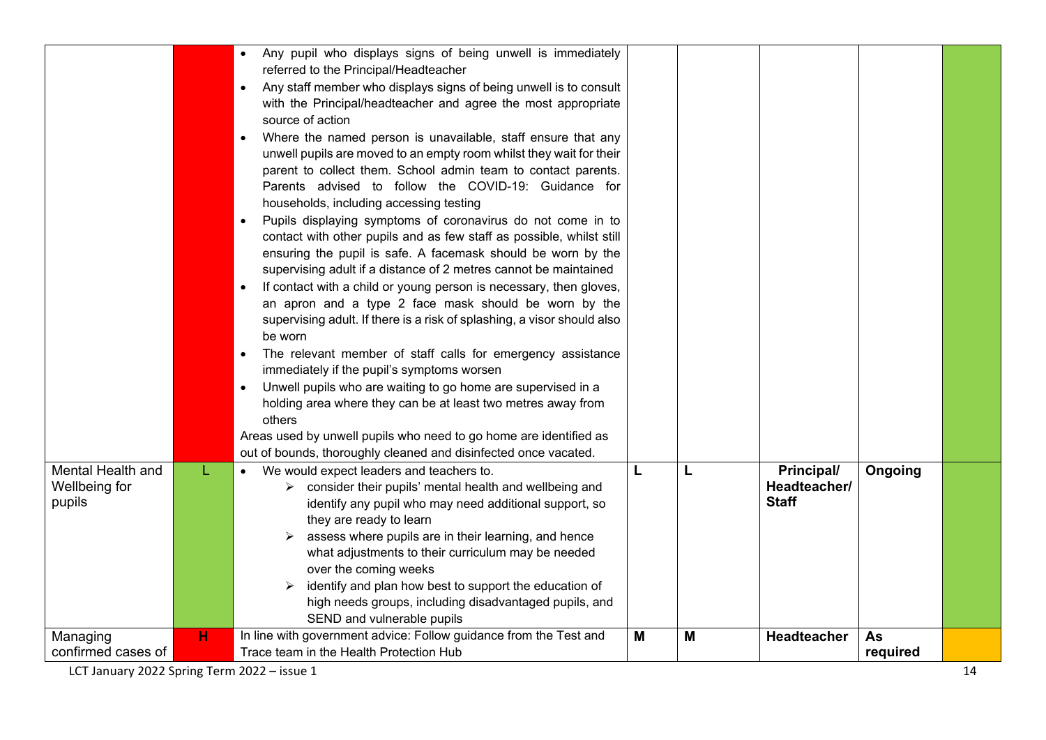| | | | | | | | |
|---|---|---|---|---|---|---|---|
| | | • Any pupil who displays signs of being unwell is immediately referred to the Principal/Headteacher<br>• Any staff member who displays signs of being unwell is to consult with the Principal/headteacher and agree the most appropriate source of action<br>• Where the named person is unavailable, staff ensure that any unwell pupils are moved to an empty room whilst they wait for their parent to collect them. School admin team to contact parents. Parents advised to follow the COVID-19: Guidance for households, including accessing testing<br>• Pupils displaying symptoms of coronavirus do not come in to contact with other pupils and as few staff as possible, whilst still ensuring the pupil is safe. A facemask should be worn by the supervising adult if a distance of 2 metres cannot be maintained<br>• If contact with a child or young person is necessary, then gloves, an apron and a type 2 face mask should be worn by the supervising adult. If there is a risk of splashing, a visor should also be worn<br>• The relevant member of staff calls for emergency assistance immediately if the pupil's symptoms worsen<br>• Unwell pupils who are waiting to go home are supervised in a holding area where they can be at least two metres away from others<br>Areas used by unwell pupils who need to go home are identified as out of bounds, thoroughly cleaned and disinfected once vacated. | | | | | |
| Mental Health and Wellbeing for pupils | L | • We would expect leaders and teachers to.<br>➢ consider their pupils' mental health and wellbeing and identify any pupil who may need additional support, so they are ready to learn<br>➢ assess where pupils are in their learning, and hence what adjustments to their curriculum may be needed over the coming weeks<br>➢ identify and plan how best to support the education of high needs groups, including disadvantaged pupils, and SEND and vulnerable pupils | **L** | **L** | **Principal/ Headteacher/ Staff** | **Ongoing** | |
| Managing confirmed cases of | **H** | In line with government advice: Follow guidance from the Test and Trace team in the Health Protection Hub | **M** | **M** | **Headteacher** | **As required** | |

LCT January 2022 Spring Term 2022 – issue 1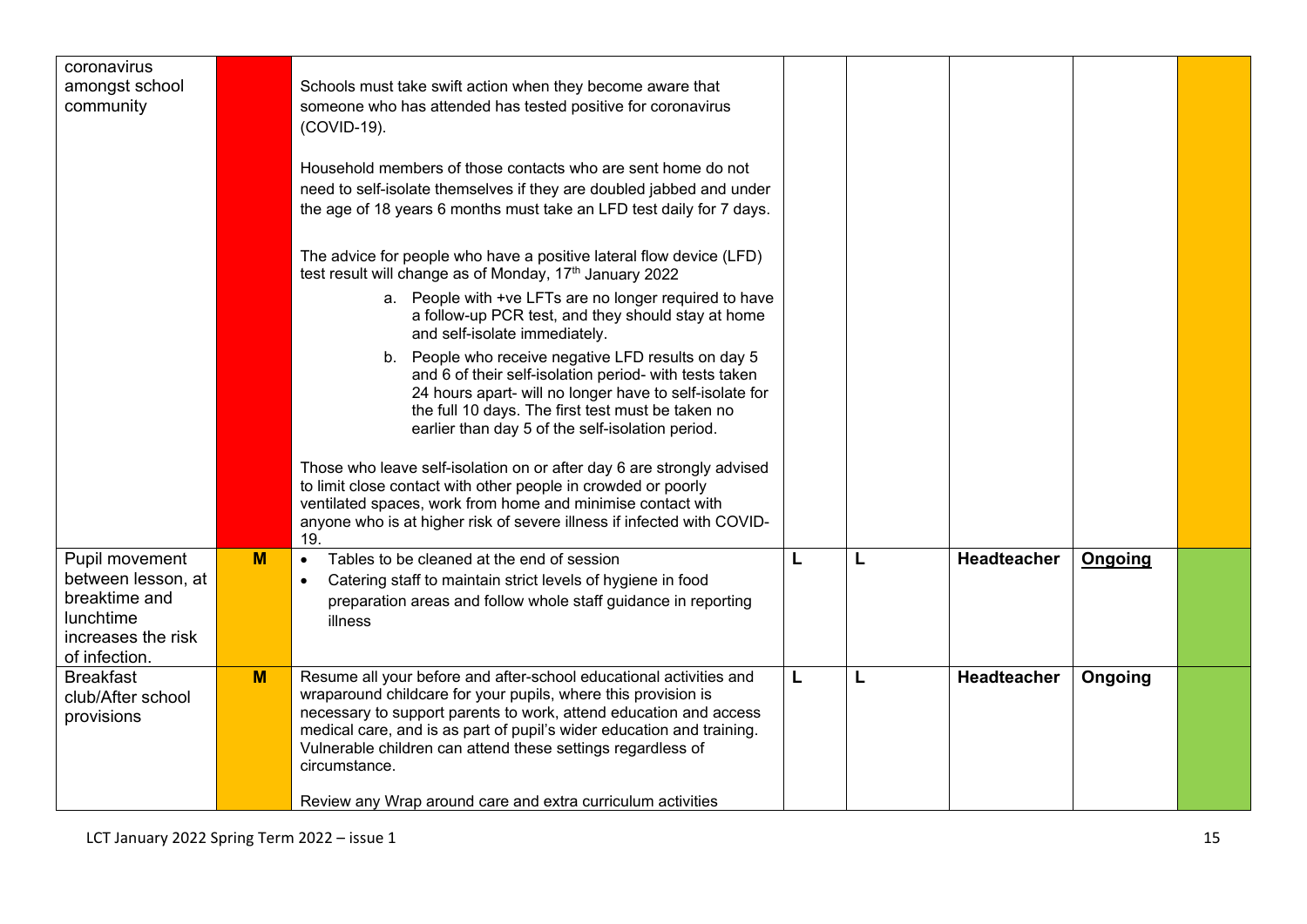| | | | | | | | |
|---|---|---|---|---|---|---|---|
| coronavirus amongst school community | | Schools must take swift action when they become aware that someone who has attended has tested positive for coronavirus (COVID-19).<br><br>Household members of those contacts who are sent home do not need to self-isolate themselves if they are doubled jabbed and under the age of 18 years 6 months must take an LFD test daily for 7 days.<br><br>The advice for people who have a positive lateral flow device (LFD) test result will change as of Monday, 17th January 2022<br>a. People with +ve LFTs are no longer required to have a follow-up PCR test, and they should stay at home and self-isolate immediately.<br>b. People who receive negative LFD results on day 5 and 6 of their self-isolation period- with tests taken 24 hours apart- will no longer have to self-isolate for the full 10 days. The first test must be taken no earlier than day 5 of the self-isolation period.<br><br>Those who leave self-isolation on or after day 6 are strongly advised to limit close contact with other people in crowded or poorly ventilated spaces, work from home and minimise contact with anyone who is at higher risk of severe illness if infected with COVID-19. | | | | | |
| Pupil movement between lesson, at breaktime and lunchtime increases the risk of infection. | **M** | • Tables to be cleaned at the end of session<br>• Catering staff to maintain strict levels of hygiene in food preparation areas and follow whole staff guidance in reporting illness | **L** | **L** | **Headteacher** | **<u>Ongoing</u>** | |
| Breakfast club/After school provisions | **M** | Resume all your before and after-school educational activities and wraparound childcare for your pupils, where this provision is necessary to support parents to work, attend education and access medical care, and is as part of pupil's wider education and training. Vulnerable children can attend these settings regardless of circumstance.<br><br>Review any Wrap around care and extra curriculum activities | **L** | **L** | **Headteacher** | **Ongoing** | |

LCT January 2022 Spring Term 2022 – issue 1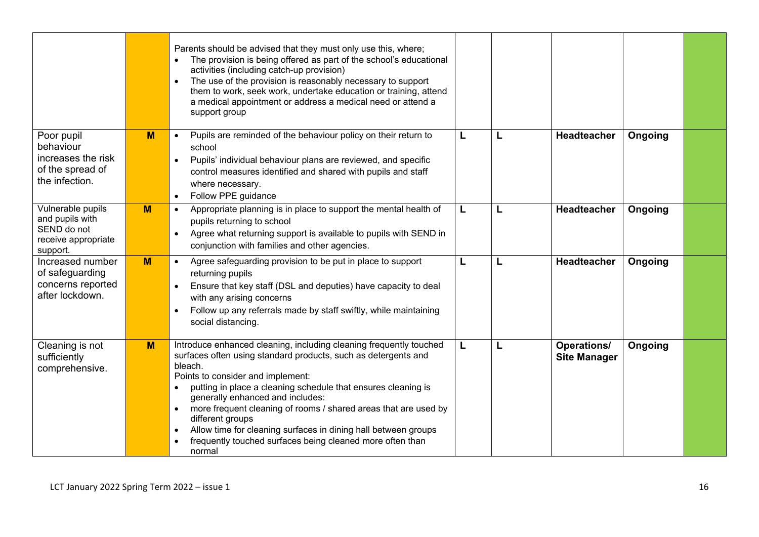| | | | | | | | |
|---|---|---|---|---|---|---|---|
| | | Parents should be advised that they must only use this, where;<br>• The provision is being offered as part of the school's educational activities (including catch-up provision)<br>• The use of the provision is reasonably necessary to support them to work, seek work, undertake education or training, attend a medical appointment or address a medical need or attend a support group | | | | | |
| Poor pupil behaviour increases the risk of the spread of the infection. | **M** | • Pupils are reminded of the behaviour policy on their return to school<br>• Pupils' individual behaviour plans are reviewed, and specific control measures identified and shared with pupils and staff where necessary.<br>• Follow PPE guidance | **L** | **L** | **Headteacher** | **Ongoing** | |
| Vulnerable pupils and pupils with SEND do not receive appropriate support. | **M** | • Appropriate planning is in place to support the mental health of pupils returning to school<br>• Agree what returning support is available to pupils with SEND in conjunction with families and other agencies. | **L** | **L** | **Headteacher** | **Ongoing** | |
| Increased number of safeguarding concerns reported after lockdown. | **M** | • Agree safeguarding provision to be put in place to support returning pupils<br>• Ensure that key staff (DSL and deputies) have capacity to deal with any arising concerns<br>• Follow up any referrals made by staff swiftly, while maintaining social distancing. | **L** | **L** | **Headteacher** | **Ongoing** | |
| Cleaning is not sufficiently comprehensive. | **M** | Introduce enhanced cleaning, including cleaning frequently touched surfaces often using standard products, such as detergents and bleach.<br>Points to consider and implement:<br>• putting in place a cleaning schedule that ensures cleaning is generally enhanced and includes:<br>• more frequent cleaning of rooms / shared areas that are used by different groups<br>• Allow time for cleaning surfaces in dining hall between groups<br>• frequently touched surfaces being cleaned more often than normal | **L** | **L** | **Operations/ Site Manager** | **Ongoing** | |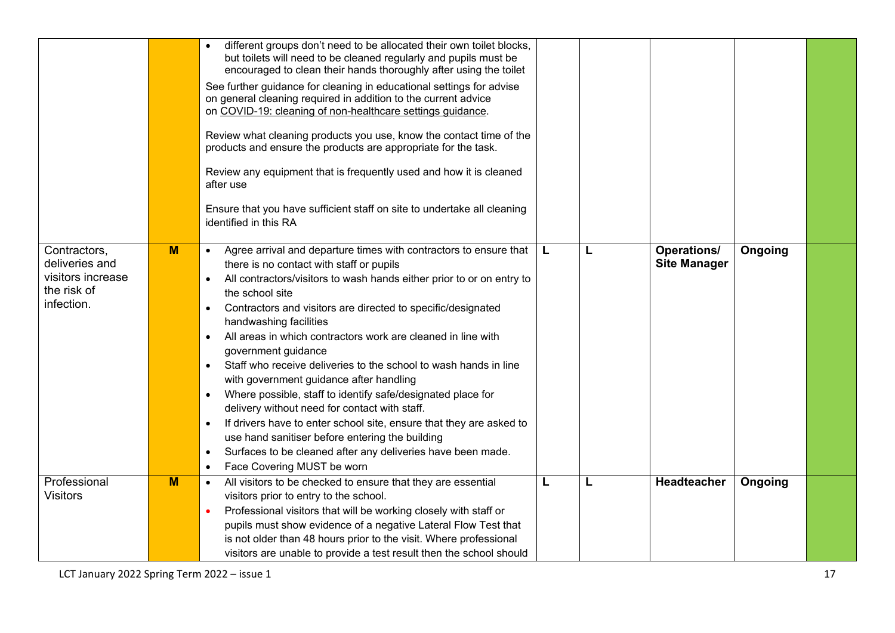| | | | | | | | |
|---|---|---|---|---|---|---|---|
| | | • different groups don't need to be allocated their own toilet blocks, but toilets will need to be cleaned regularly and pupils must be encouraged to clean their hands thoroughly after using the toilet<br><br>See further guidance for cleaning in educational settings for advise on general cleaning required in addition to the current advice on COVID-19: cleaning of non-healthcare settings guidance.<br><br>Review what cleaning products you use, know the contact time of the products and ensure the products are appropriate for the task.<br><br>Review any equipment that is frequently used and how it is cleaned after use<br><br>Ensure that you have sufficient staff on site to undertake all cleaning identified in this RA | | | | | |
| Contractors, deliveries and visitors increase the risk of infection. | **M** | • Agree arrival and departure times with contractors to ensure that there is no contact with staff or pupils<br>• All contractors/visitors to wash hands either prior to or on entry to the school site<br>• Contractors and visitors are directed to specific/designated handwashing facilities<br>• All areas in which contractors work are cleaned in line with government guidance<br>• Staff who receive deliveries to the school to wash hands in line with government guidance after handling<br>• Where possible, staff to identify safe/designated place for delivery without need for contact with staff.<br>• If drivers have to enter school site, ensure that they are asked to use hand sanitiser before entering the building<br>• Surfaces to be cleaned after any deliveries have been made.<br>• Face Covering MUST be worn | **L** | **L** | **Operations/ Site Manager** | **Ongoing** | |
| Professional Visitors | **M** | • All visitors to be checked to ensure that they are essential visitors prior to entry to the school.<br>• Professional visitors that will be working closely with staff or pupils must show evidence of a negative Lateral Flow Test that is not older than 48 hours prior to the visit. Where professional visitors are unable to provide a test result then the school should | **L** | **L** | **Headteacher** | **Ongoing** | |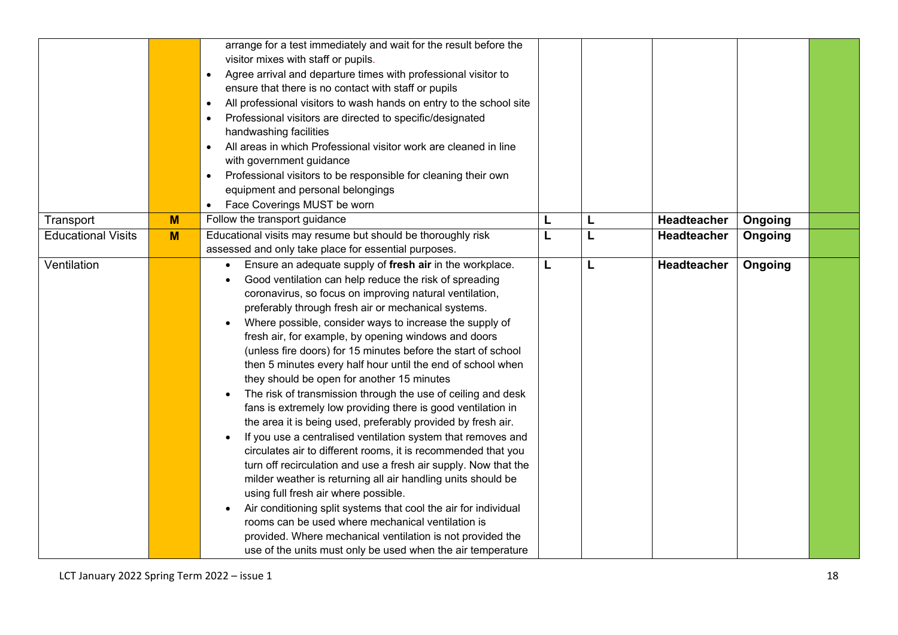| | | | | | | | |
|---|---|---|---|---|---|---|---|
| | | arrange for a test immediately and wait for the result before the visitor mixes with staff or pupils.<br>• Agree arrival and departure times with professional visitor to ensure that there is no contact with staff or pupils<br>• All professional visitors to wash hands on entry to the school site<br>• Professional visitors are directed to specific/designated handwashing facilities<br>• All areas in which Professional visitor work are cleaned in line with government guidance<br>• Professional visitors to be responsible for cleaning their own equipment and personal belongings<br>• Face Coverings MUST be worn | | | | | |
| Transport | **M** | Follow the transport guidance | **L** | **L** | **Headteacher** | **Ongoing** | |
| Educational Visits | **M** | Educational visits may resume but should be thoroughly risk assessed and only take place for essential purposes. | **L** | **L** | **Headteacher** | **Ongoing** | |
| Ventilation | | • Ensure an adequate supply of **fresh air** in the workplace.<br>• Good ventilation can help reduce the risk of spreading coronavirus, so focus on improving natural ventilation, preferably through fresh air or mechanical systems.<br>• Where possible, consider ways to increase the supply of fresh air, for example, by opening windows and doors (unless fire doors) for 15 minutes before the start of school then 5 minutes every half hour until the end of school when they should be open for another 15 minutes<br>• The risk of transmission through the use of ceiling and desk fans is extremely low providing there is good ventilation in the area it is being used, preferably provided by fresh air.<br>• If you use a centralised ventilation system that removes and circulates air to different rooms, it is recommended that you turn off recirculation and use a fresh air supply. Now that the milder weather is returning all air handling units should be using full fresh air where possible.<br>• Air conditioning split systems that cool the air for individual rooms can be used where mechanical ventilation is provided. Where mechanical ventilation is not provided the use of the units must only be used when the air temperature | **L** | **L** | **Headteacher** | **Ongoing** | |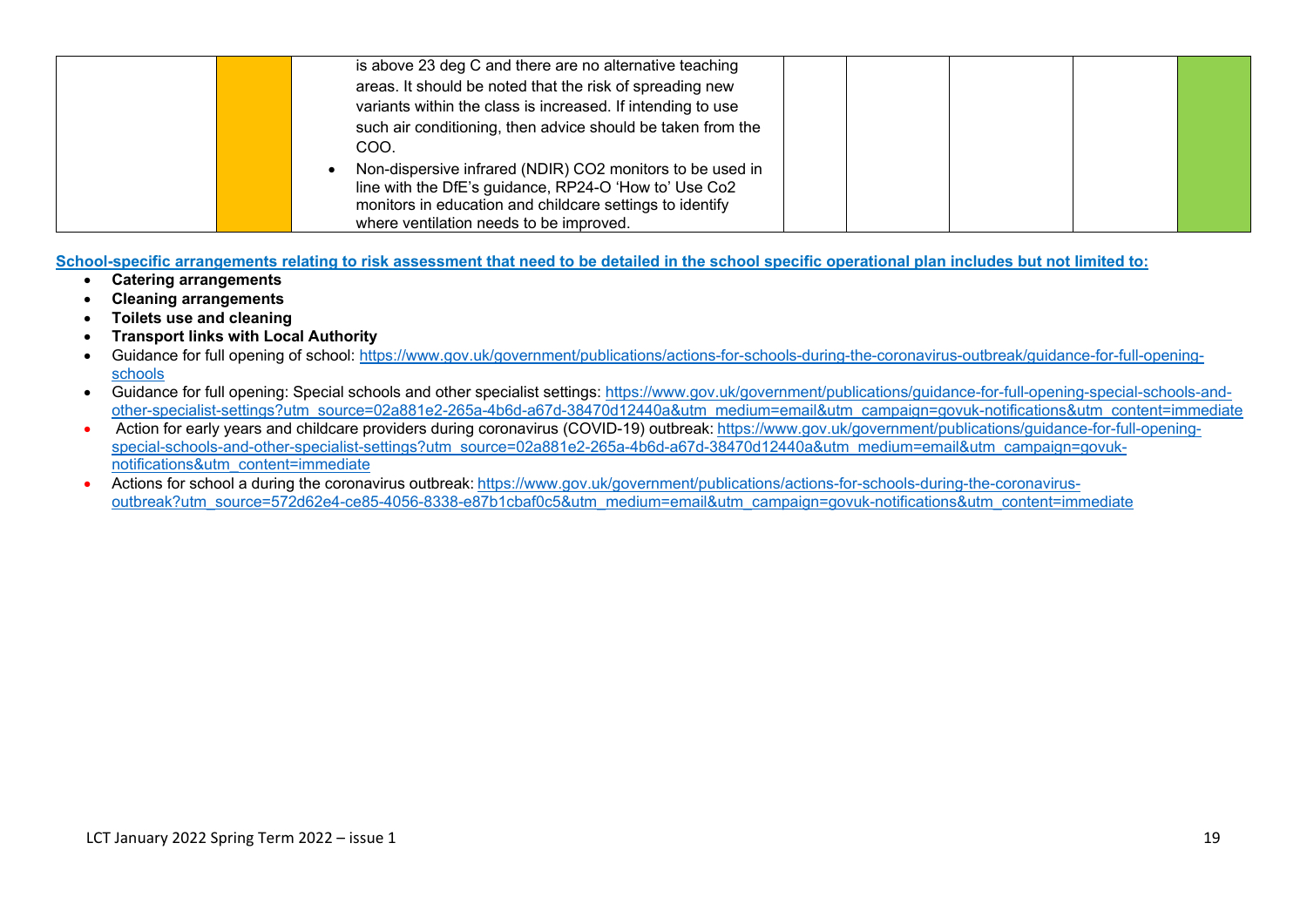| | | | | | | | |
|---|---|---|---|---|---|---|---|
| | | is above 23 deg C and there are no alternative teaching areas. It should be noted that the risk of spreading new variants within the class is increased. If intending to use such air conditioning, then advice should be taken from the COO.<br>• Non-dispersive infrared (NDIR) CO2 monitors to be used in line with the DfE's guidance, RP24-O 'How to' Use Co2 monitors in education and childcare settings to identify where ventilation needs to be improved. | | | | | |

**School-specific arrangements relating to risk assessment that need to be detailed in the school specific operational plan includes but not limited to:**

- **Catering arrangements**
- **Cleaning arrangements**
- **Toilets use and cleaning**
- **Transport links with Local Authority**
- Guidance for full opening of school: https://www.gov.uk/government/publications/actions-for-schools-during-the-coronavirus-outbreak/guidance-for-full-opening-schools
- Guidance for full opening: Special schools and other specialist settings: https://www.gov.uk/government/publications/guidance-for-full-opening-special-schools-and-other-specialist-settings?utm_source=02a881e2-265a-4b6d-a67d-38470d12440a&utm_medium=email&utm_campaign=govuk-notifications&utm_content=immediate
- Action for early years and childcare providers during coronavirus (COVID-19) outbreak: https://www.gov.uk/government/publications/guidance-for-full-opening-special-schools-and-other-specialist-settings?utm_source=02a881e2-265a-4b6d-a67d-38470d12440a&utm_medium=email&utm_campaign=govuk-notifications&utm_content=immediate
- Actions for school a during the coronavirus outbreak: https://www.gov.uk/government/publications/actions-for-schools-during-the-coronavirus-outbreak?utm_source=572d62e4-ce85-4056-8338-e87b1cbaf0c5&utm_medium=email&utm_campaign=govuk-notifications&utm_content=immediate